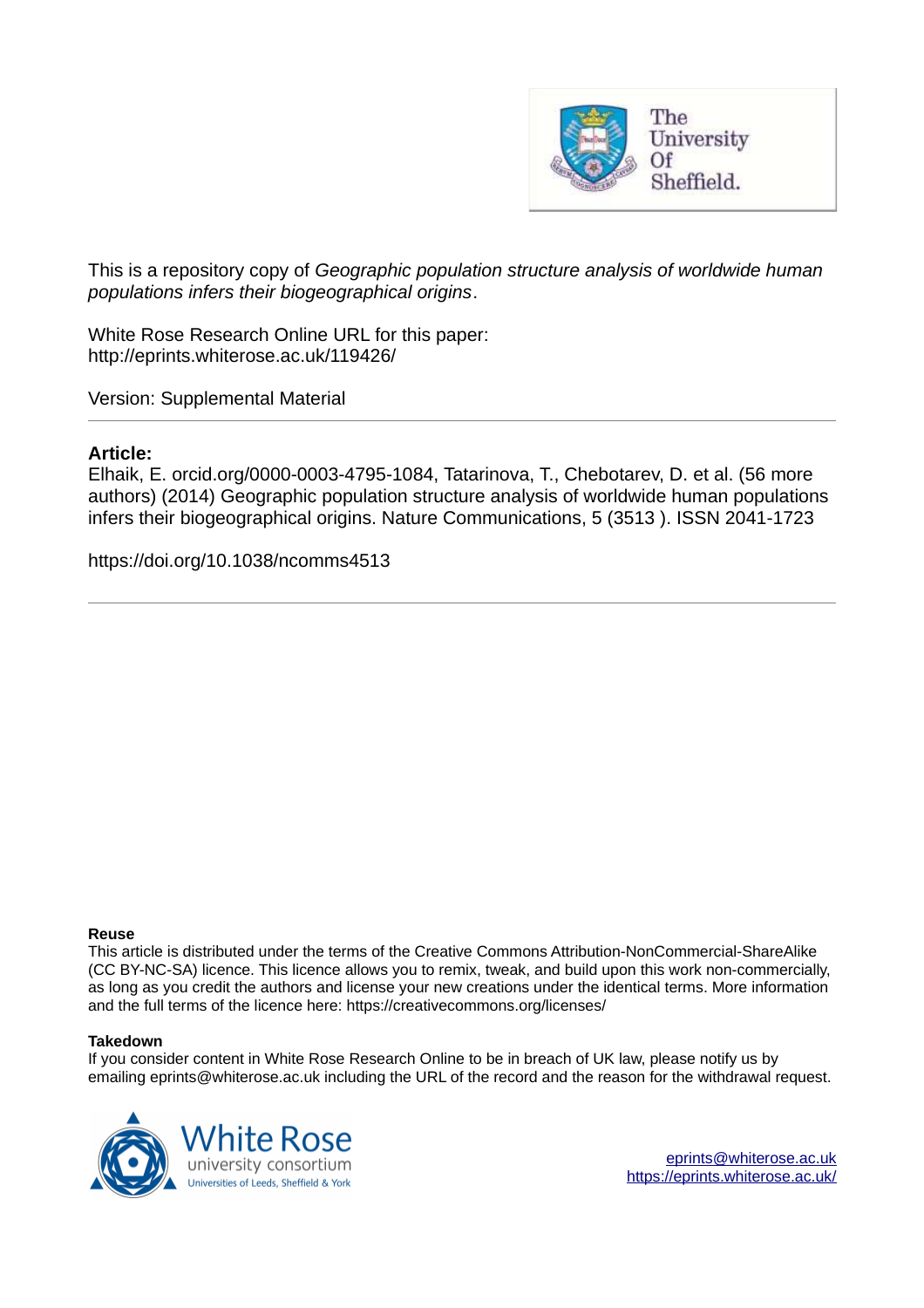This is a repository copy of *Geographic population structure analysis of worldwide human populations infers their biogeographical origins*.

White Rose Research Online URL for this paper:
http://eprints.whiterose.ac.uk/119426/

Version: Supplemental Material

---

**Article:**

Elhaik, E. orcid.org/0000-0003-4795-1084, Tatarinova, T., Chebotarev, D. et al. (56 more authors) (2014) Geographic population structure analysis of worldwide human populations infers their biogeographical origins. Nature Communications, 5 (3513 ). ISSN 2041-1723

https://doi.org/10.1038/ncomms4513

---

**Reuse**

This article is distributed under the terms of the Creative Commons Attribution-NonCommercial-ShareAlike (CC BY-NC-SA) licence. This licence allows you to remix, tweak, and build upon this work non-commercially, as long as you credit the authors and license your new creations under the identical terms. More information and the full terms of the licence here: https://creativecommons.org/licenses/

**Takedown**

If you consider content in White Rose Research Online to be in breach of UK law, please notify us by emailing eprints@whiterose.ac.uk including the URL of the record and the reason for the withdrawal request.

eprints@whiterose.ac.uk
https://eprints.whiterose.ac.uk/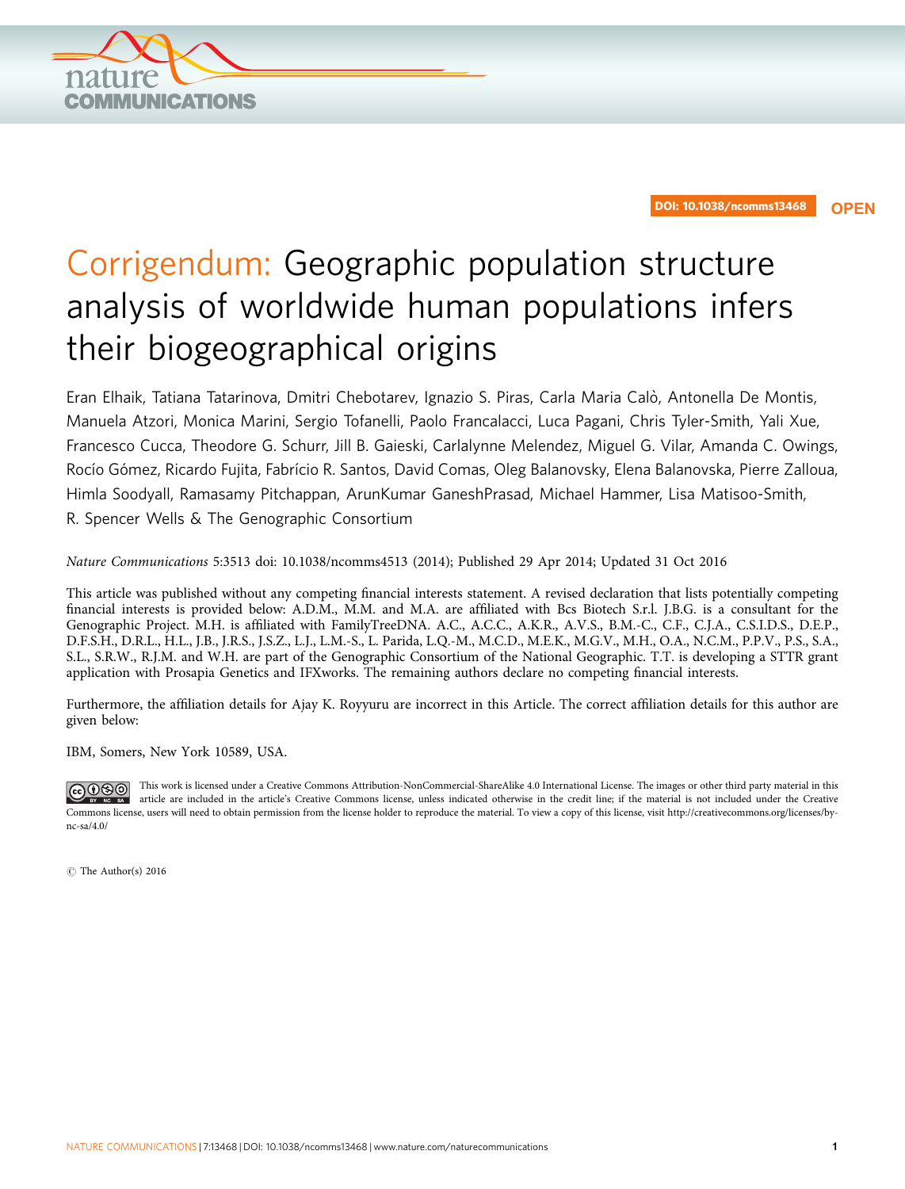# Corrigendum: Geographic population structure analysis of worldwide human populations infers their biogeographical origins

Eran Elhaik, Tatiana Tatarinova, Dmitri Chebotarev, Ignazio S. Piras, Carla Maria Calò, Antonella De Montis, Manuela Atzori, Monica Marini, Sergio Tofanelli, Paolo Francalacci, Luca Pagani, Chris Tyler-Smith, Yali Xue, Francesco Cucca, Theodore G. Schurr, Jill B. Gaieski, Carlalynne Melendez, Miguel G. Vilar, Amanda C. Owings, Rocío Gómez, Ricardo Fujita, Fabrício R. Santos, David Comas, Oleg Balanovsky, Elena Balanovska, Pierre Zalloua, Himla Soodyall, Ramasamy Pitchappan, ArunKumar GaneshPrasad, Michael Hammer, Lisa Matisoo-Smith, R. Spencer Wells & The Genographic Consortium

*Nature Communications* 5:3513 doi: 10.1038/ncomms4513 (2014); Published 29 Apr 2014; Updated 31 Oct 2016

This article was published without any competing financial interests statement. A revised declaration that lists potentially competing financial interests is provided below: A.D.M., M.M. and M.A. are affiliated with Bcs Biotech S.r.l. J.B.G. is a consultant for the Genographic Project. M.H. is affiliated with FamilyTreeDNA. A.C., A.C.C., A.K.R., A.V.S., B.M.-C., C.F., C.J.A., C.S.I.D.S., D.E.P., D.F.S.H., D.R.L., H.L., J.B., J.R.S., J.S.Z., L.J., L.M.-S., L. Parida, L.Q.-M., M.C.D., M.E.K., M.G.V., M.H., O.A., N.C.M., P.P.V., P.S., S.A., S.L., S.R.W., R.J.M. and W.H. are part of the Genographic Consortium of the National Geographic. T.T. is developing a STTR grant application with Prosapia Genetics and IFXworks. The remaining authors declare no competing financial interests.

Furthermore, the affiliation details for Ajay K. Royyuru are incorrect in this Article. The correct affiliation details for this author are given below:

IBM, Somers, New York 10589, USA.

This work is licensed under a Creative Commons Attribution-NonCommercial-ShareAlike 4.0 International License. The images or other third party material in this article are included in the article's Creative Commons license, unless indicated otherwise in the credit line; if the material is not included under the Creative Commons license, users will need to obtain permission from the license holder to reproduce the material. To view a copy of this license, visit http://creativecommons.org/licenses/by-nc-sa/4.0/

© The Author(s) 2016